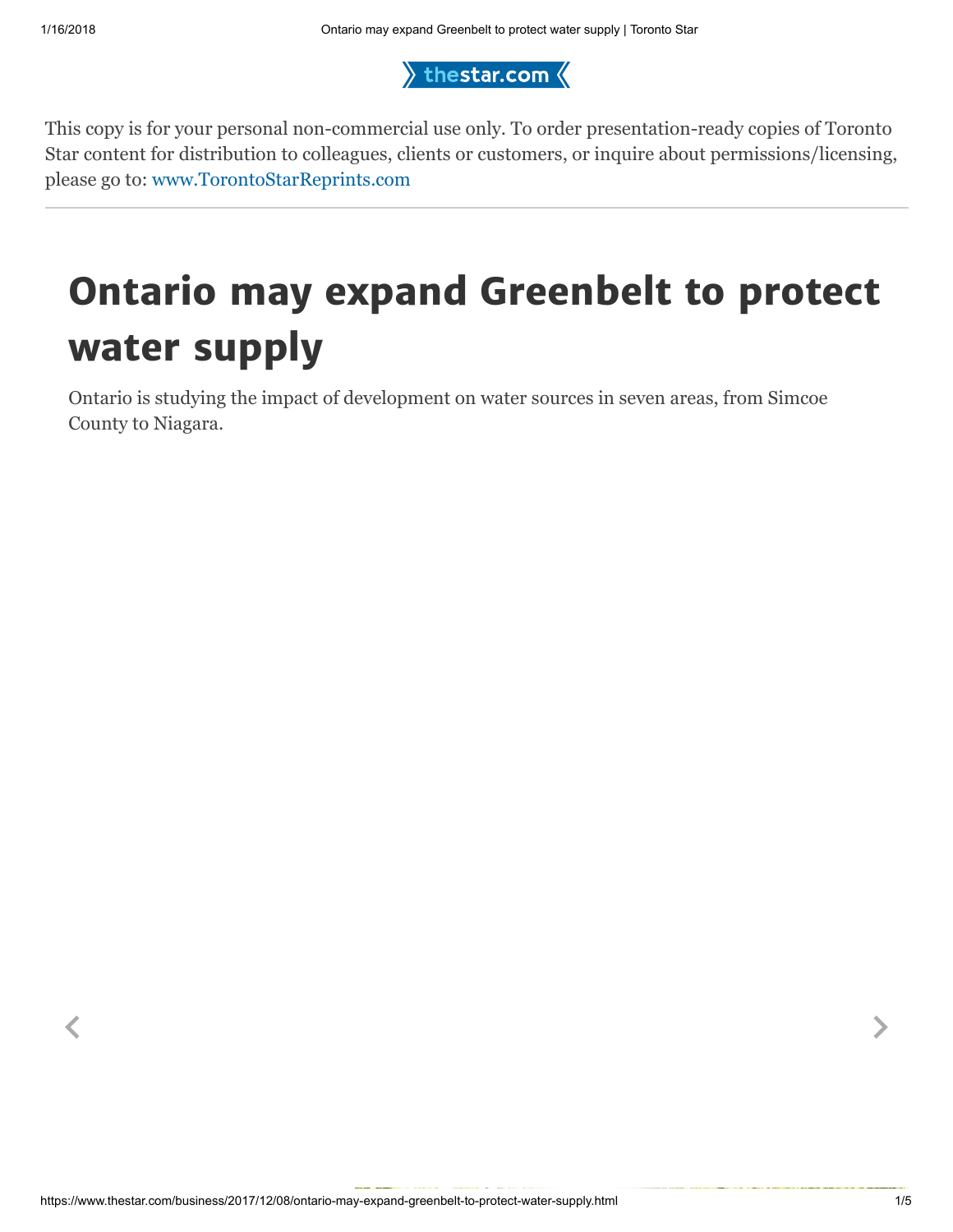This copy is for your personal non-commercial use only. To order presentation-ready copies of Toronto Star content for distribution to colleagues, clients or customers, or inquire about permissions/licensing, please go to: www.TorontoStarReprints.com

# Ontario may expand Greenbelt to protect water supply

Ontario is studying the impact of development on water sources in seven areas, from Simcoe County to Niagara.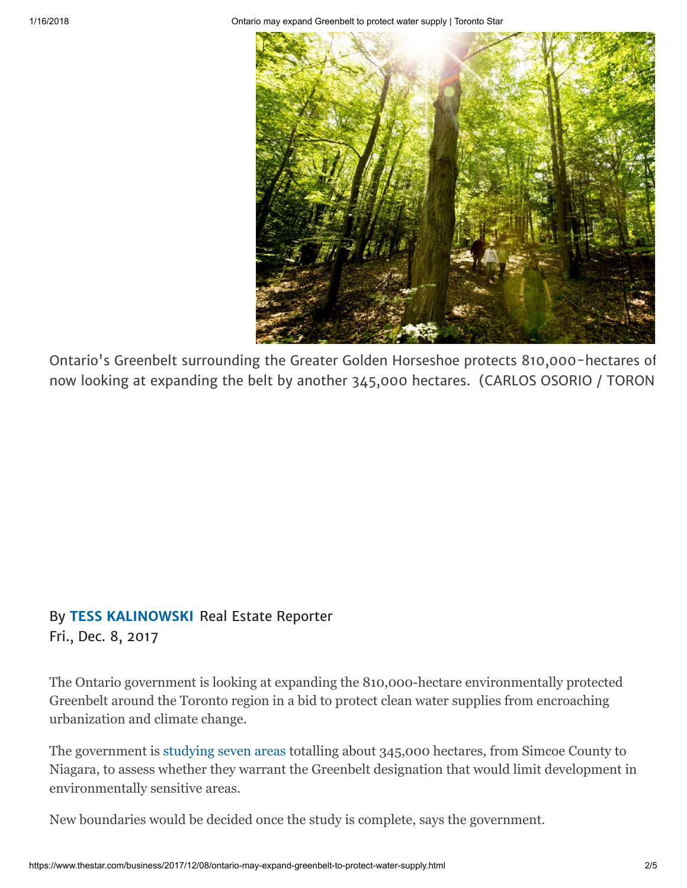Ontario's Greenbelt surrounding the Greater Golden Horseshoe protects 810,000-hectares of now looking at expanding the belt by another 345,000 hectares. (CARLOS OSORIO / TORON

By **TESS KALINOWSKI** Real Estate Reporter
Fri., Dec. 8, 2017

The Ontario government is looking at expanding the 810,000-hectare environmentally protected Greenbelt around the Toronto region in a bid to protect clean water supplies from encroaching urbanization and climate change.

The government is studying seven areas totalling about 345,000 hectares, from Simcoe County to Niagara, to assess whether they warrant the Greenbelt designation that would limit development in environmentally sensitive areas.

New boundaries would be decided once the study is complete, says the government.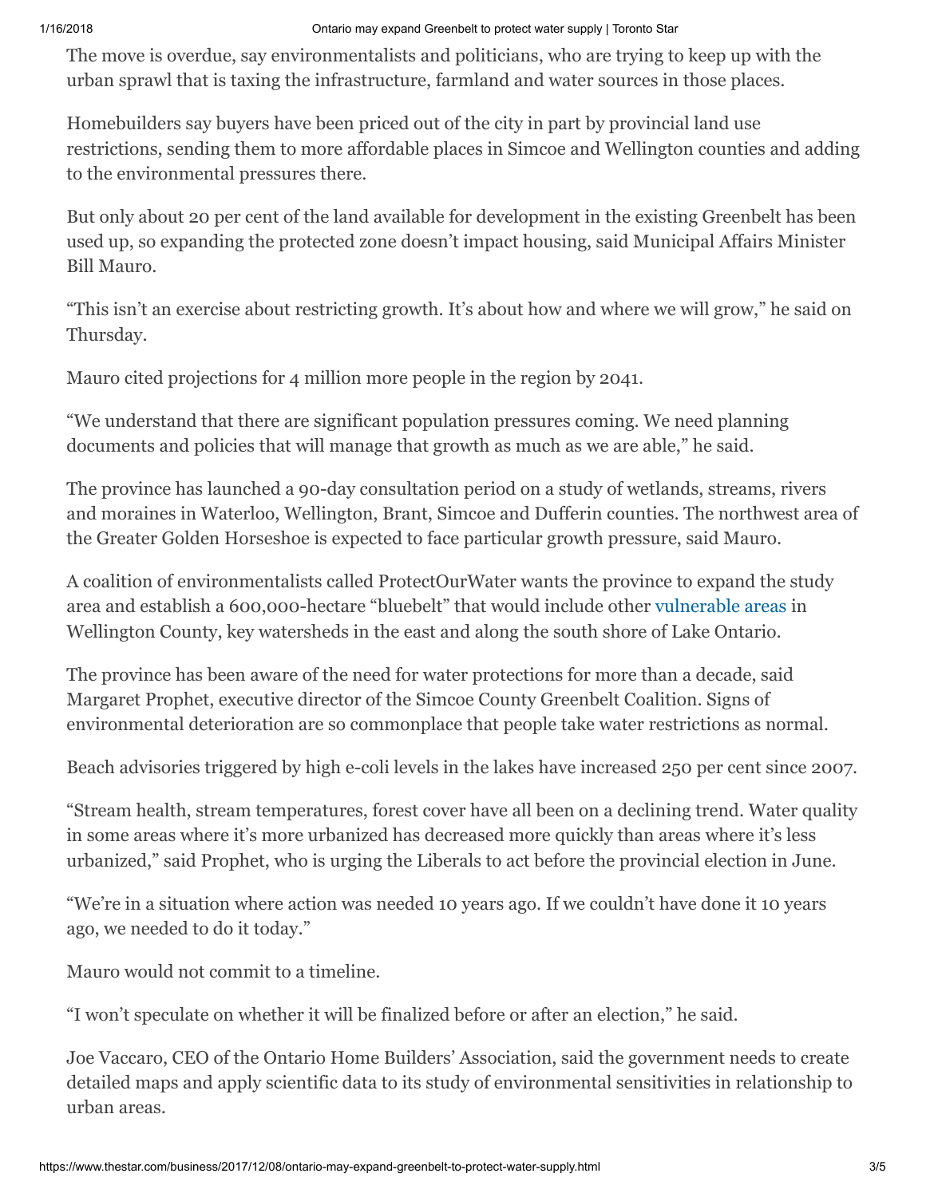The move is overdue, say environmentalists and politicians, who are trying to keep up with the urban sprawl that is taxing the infrastructure, farmland and water sources in those places.

Homebuilders say buyers have been priced out of the city in part by provincial land use restrictions, sending them to more affordable places in Simcoe and Wellington counties and adding to the environmental pressures there.

But only about 20 per cent of the land available for development in the existing Greenbelt has been used up, so expanding the protected zone doesn't impact housing, said Municipal Affairs Minister Bill Mauro.

"This isn't an exercise about restricting growth. It's about how and where we will grow," he said on Thursday.

Mauro cited projections for 4 million more people in the region by 2041.

"We understand that there are significant population pressures coming. We need planning documents and policies that will manage that growth as much as we are able," he said.

The province has launched a 90-day consultation period on a study of wetlands, streams, rivers and moraines in Waterloo, Wellington, Brant, Simcoe and Dufferin counties. The northwest area of the Greater Golden Horseshoe is expected to face particular growth pressure, said Mauro.

A coalition of environmentalists called ProtectOurWater wants the province to expand the study area and establish a 600,000-hectare "bluebelt" that would include other vulnerable areas in Wellington County, key watersheds in the east and along the south shore of Lake Ontario.

The province has been aware of the need for water protections for more than a decade, said Margaret Prophet, executive director of the Simcoe County Greenbelt Coalition. Signs of environmental deterioration are so commonplace that people take water restrictions as normal.

Beach advisories triggered by high e-coli levels in the lakes have increased 250 per cent since 2007.

"Stream health, stream temperatures, forest cover have all been on a declining trend. Water quality in some areas where it's more urbanized has decreased more quickly than areas where it's less urbanized," said Prophet, who is urging the Liberals to act before the provincial election in June.

"We're in a situation where action was needed 10 years ago. If we couldn't have done it 10 years ago, we needed to do it today."

Mauro would not commit to a timeline.

"I won't speculate on whether it will be finalized before or after an election," he said.

Joe Vaccaro, CEO of the Ontario Home Builders' Association, said the government needs to create detailed maps and apply scientific data to its study of environmental sensitivities in relationship to urban areas.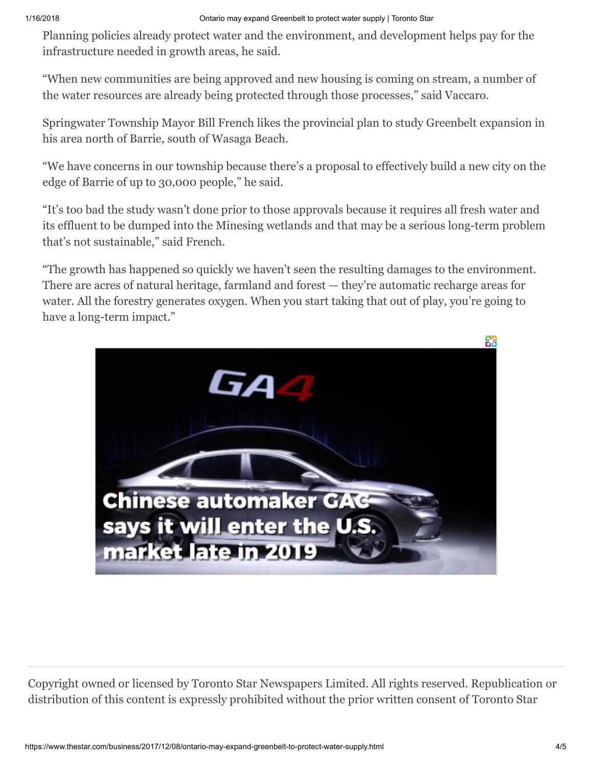Planning policies already protect water and the environment, and development helps pay for the infrastructure needed in growth areas, he said.

"When new communities are being approved and new housing is coming on stream, a number of the water resources are already being protected through those processes," said Vaccaro.

Springwater Township Mayor Bill French likes the provincial plan to study Greenbelt expansion in his area north of Barrie, south of Wasaga Beach.

"We have concerns in our township because there's a proposal to effectively build a new city on the edge of Barrie of up to 30,000 people," he said.

"It's too bad the study wasn't done prior to those approvals because it requires all fresh water and its effluent to be dumped into the Minesing wetlands and that may be a serious long-term problem that's not sustainable," said French.

"The growth has happened so quickly we haven't seen the resulting damages to the environment. There are acres of natural heritage, farmland and forest — they're automatic recharge areas for water. All the forestry generates oxygen. When you start taking that out of play, you're going to have a long-term impact."

Copyright owned or licensed by Toronto Star Newspapers Limited. All rights reserved. Republication or distribution of this content is expressly prohibited without the prior written consent of Toronto Star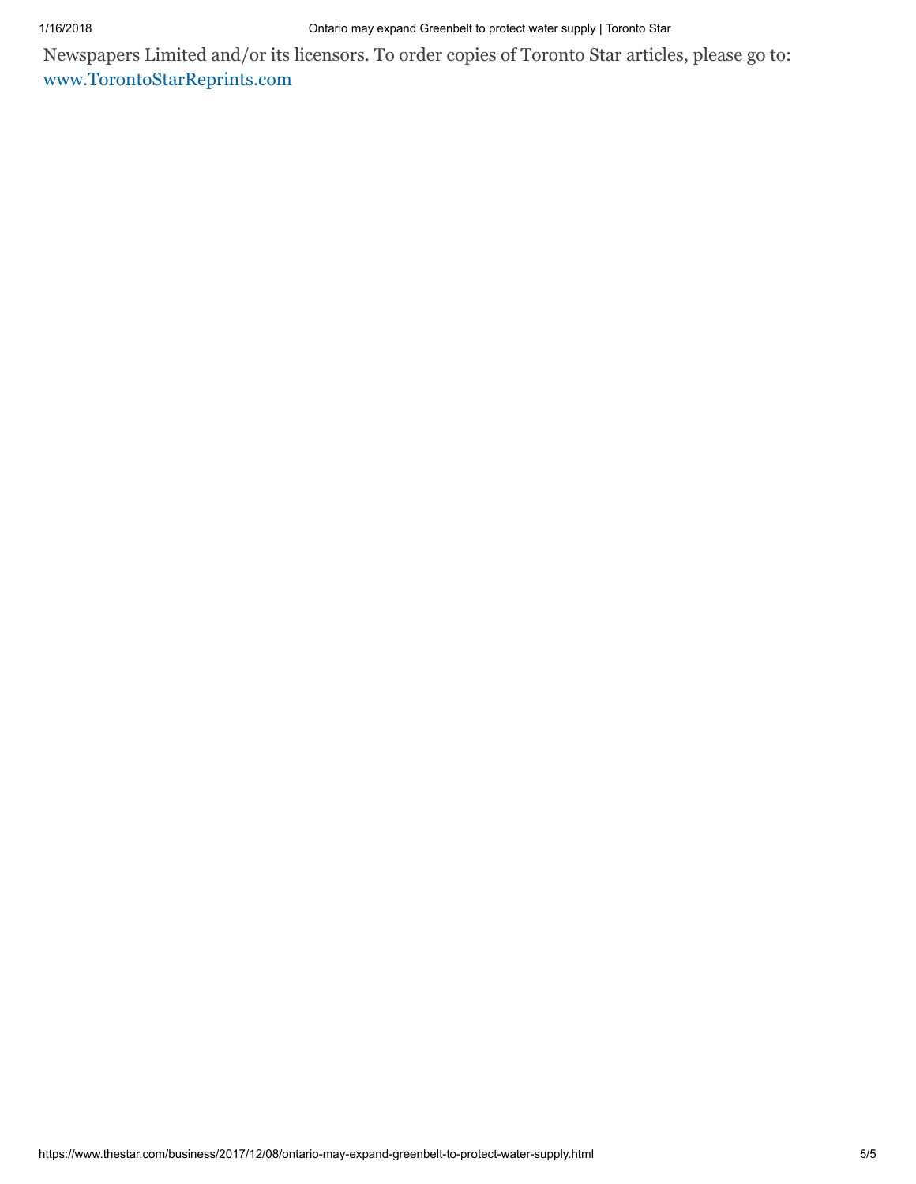Newspapers Limited and/or its licensors. To order copies of Toronto Star articles, please go to: www.TorontoStarReprints.com